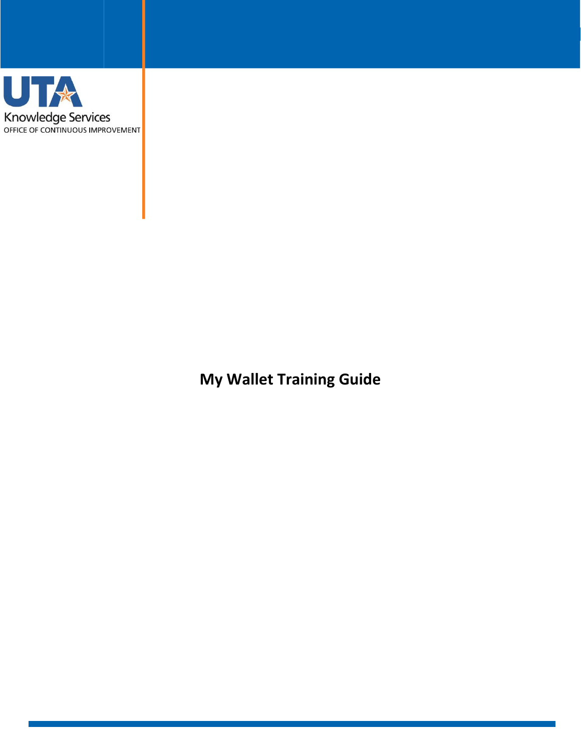UTA Knowledge Services

OFFICE OF CONTINUOUS IMPROVEMENT

# My Wallet Training Guide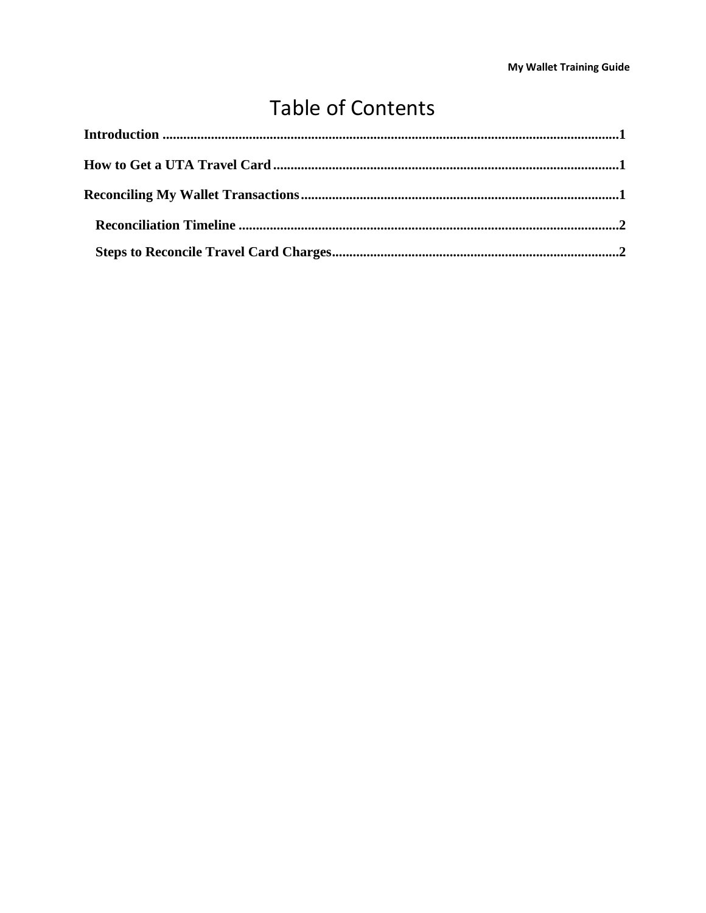# Table of Contents

Introduction ............................................................................................................................1

How to Get a UTA Travel Card ....................................................................................................1

Reconciling My Wallet Transactions ...........................................................................................1

- Reconciliation Timeline ..............................................................................................................2
- Steps to Reconcile Travel Card Charges ...................................................................................2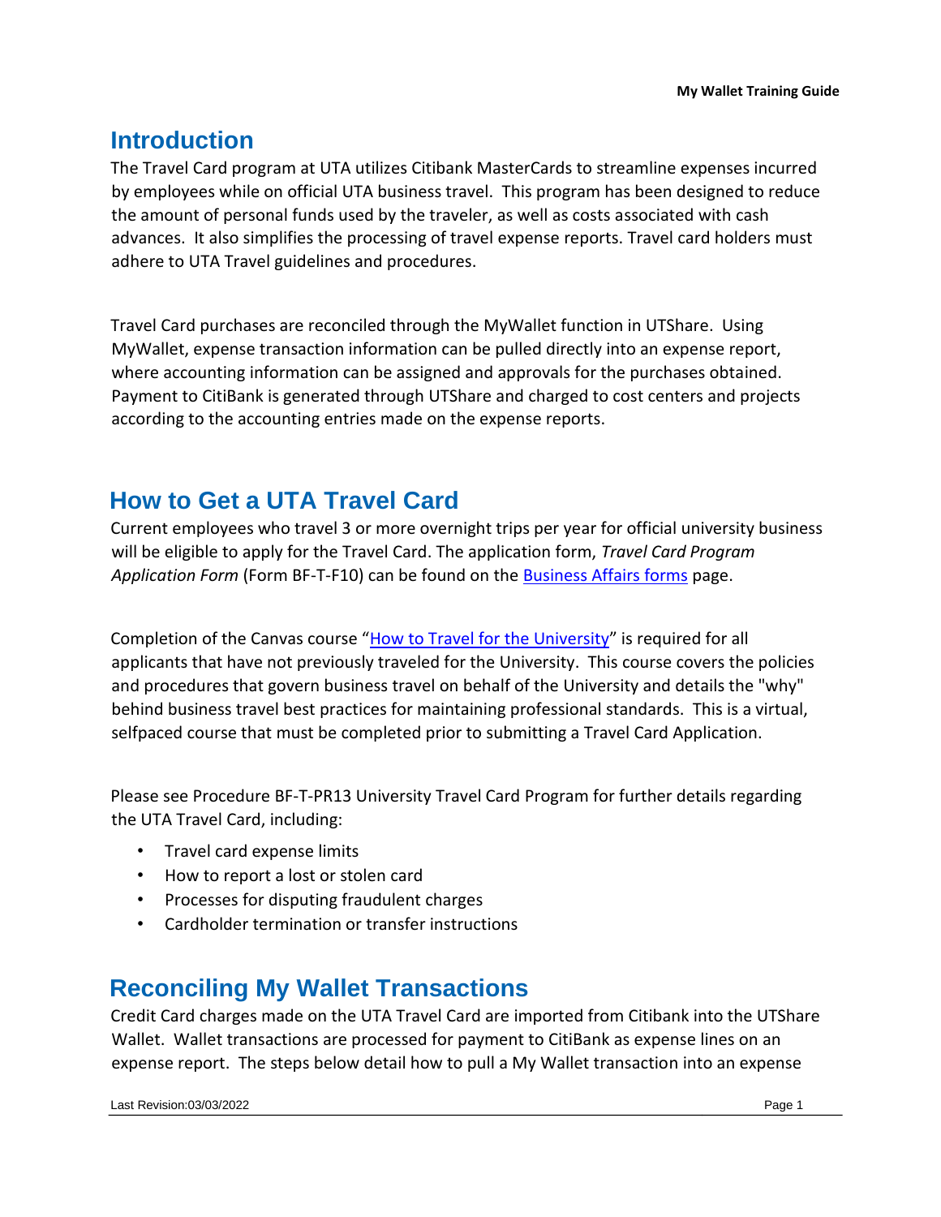## Introduction

The Travel Card program at UTA utilizes Citibank MasterCards to streamline expenses incurred by employees while on official UTA business travel. This program has been designed to reduce the amount of personal funds used by the traveler, as well as costs associated with cash advances. It also simplifies the processing of travel expense reports. Travel card holders must adhere to UTA Travel guidelines and procedures.

Travel Card purchases are reconciled through the MyWallet function in UTShare. Using MyWallet, expense transaction information can be pulled directly into an expense report, where accounting information can be assigned and approvals for the purchases obtained. Payment to CitiBank is generated through UTShare and charged to cost centers and projects according to the accounting entries made on the expense reports.

## How to Get a UTA Travel Card

Current employees who travel 3 or more overnight trips per year for official university business will be eligible to apply for the Travel Card. The application form, *Travel Card Program Application Form* (Form BF-T-F10) can be found on the Business Affairs forms page.

Completion of the Canvas course "How to Travel for the University" is required for all applicants that have not previously traveled for the University. This course covers the policies and procedures that govern business travel on behalf of the University and details the "why" behind business travel best practices for maintaining professional standards. This is a virtual, selfpaced course that must be completed prior to submitting a Travel Card Application.

Please see Procedure BF-T-PR13 University Travel Card Program for further details regarding the UTA Travel Card, including:

- Travel card expense limits
- How to report a lost or stolen card
- Processes for disputing fraudulent charges
- Cardholder termination or transfer instructions

## Reconciling My Wallet Transactions

Credit Card charges made on the UTA Travel Card are imported from Citibank into the UTShare Wallet. Wallet transactions are processed for payment to CitiBank as expense lines on an expense report. The steps below detail how to pull a My Wallet transaction into an expense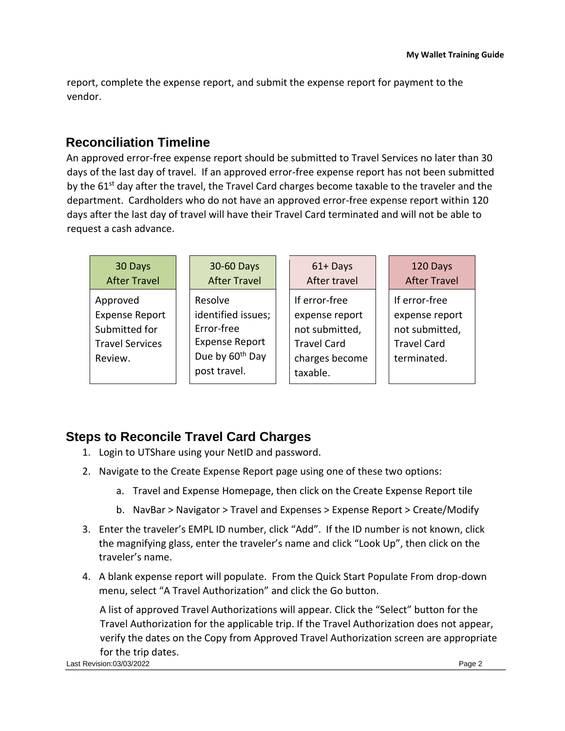report, complete the expense report, and submit the expense report for payment to the vendor.

## Reconciliation Timeline

An approved error-free expense report should be submitted to Travel Services no later than 30 days of the last day of travel. If an approved error-free expense report has not been submitted by the 61st day after the travel, the Travel Card charges become taxable to the traveler and the department. Cardholders who do not have an approved error-free expense report within 120 days after the last day of travel will have their Travel Card terminated and will not be able to request a cash advance.

| 30 Days After Travel | 30-60 Days After Travel | 61+ Days After travel | 120 Days After Travel |
|---|---|---|---|
| Approved Expense Report Submitted for Travel Services Review. | Resolve identified issues; Error-free Expense Report Due by 60th Day post travel. | If error-free expense report not submitted, Travel Card charges become taxable. | If error-free expense report not submitted, Travel Card terminated. |

## Steps to Reconcile Travel Card Charges

1. Login to UTShare using your NetID and password.
2. Navigate to the Create Expense Report page using one of these two options:
   a. Travel and Expense Homepage, then click on the Create Expense Report tile
   b. NavBar > Navigator > Travel and Expenses > Expense Report > Create/Modify
3. Enter the traveler's EMPL ID number, click "Add". If the ID number is not known, click the magnifying glass, enter the traveler's name and click "Look Up", then click on the traveler's name.
4. A blank expense report will populate. From the Quick Start Populate From drop-down menu, select "A Travel Authorization" and click the Go button.

   A list of approved Travel Authorizations will appear. Click the "Select" button for the Travel Authorization for the applicable trip. If the Travel Authorization does not appear, verify the dates on the Copy from Approved Travel Authorization screen are appropriate for the trip dates.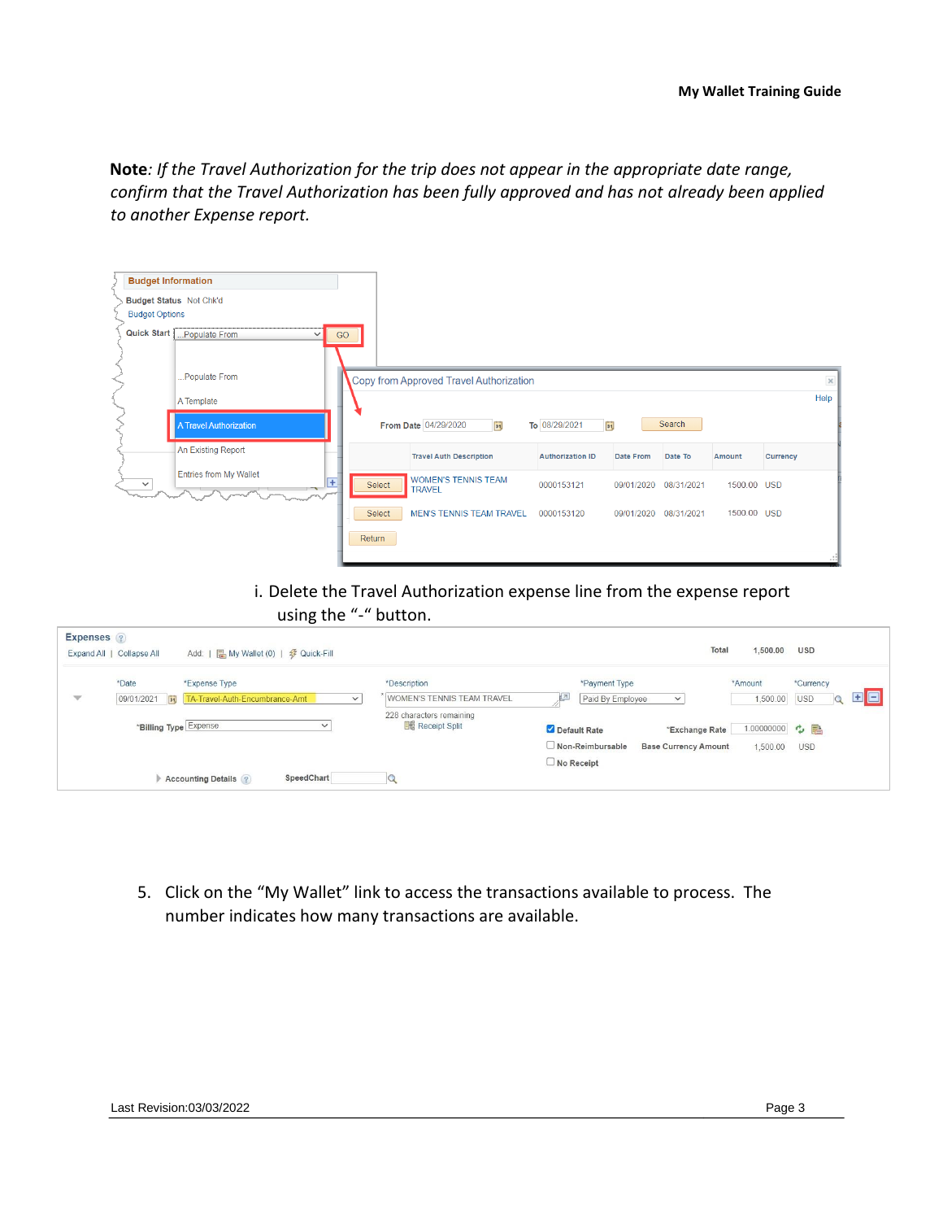**Note**: *If the Travel Authorization for the trip does not appear in the appropriate date range, confirm that the Travel Authorization has been fully approved and has not already been applied to another Expense report.*

i. Delete the Travel Authorization expense line from the expense report using the "-" button.

5. Click on the "My Wallet" link to access the transactions available to process. The number indicates how many transactions are available.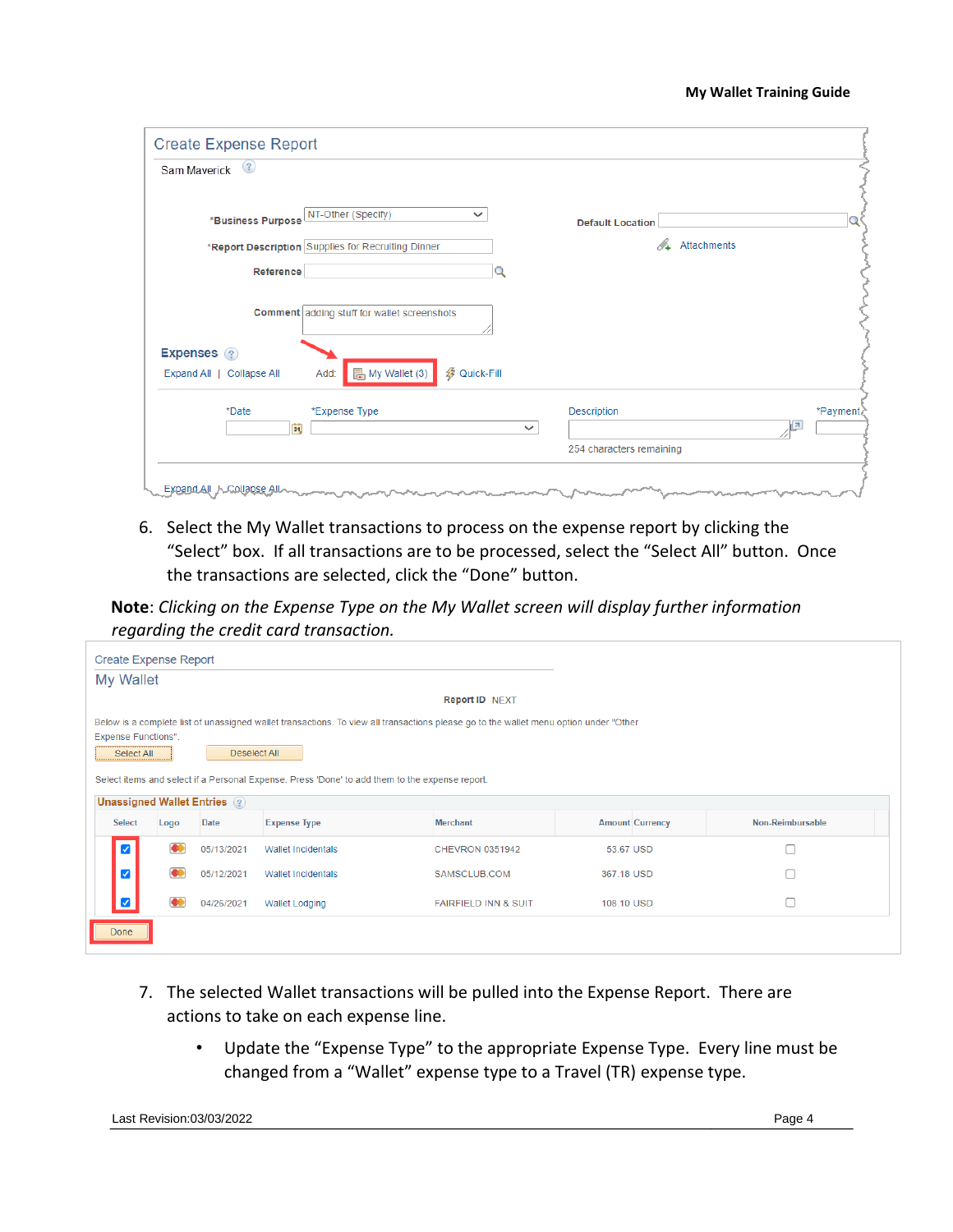Create Expense Report

Sam Maverick

*Business Purpose NT-Other (Specify)

*Report Description Supplies for Recruiting Dinner

Reference

Comment adding stuff for wallet screenshots

Default Location

Attachments

Expenses

Expand All | Collapse All Add: My Wallet (3) Quick-Fill

| *Date | *Expense Type | Description | *Payment |
|---|---|---|---|
| | | 254 characters remaining | |

Expand All | Collapse All

6. Select the My Wallet transactions to process on the expense report by clicking the "Select" box. If all transactions are to be processed, select the "Select All" button. Once the transactions are selected, click the "Done" button.

**Note**: *Clicking on the Expense Type on the My Wallet screen will display further information regarding the credit card transaction.*

Create Expense Report

My Wallet

Report ID NEXT

Below is a complete list of unassigned wallet transactions. To view all transactions please go to the wallet menu option under "Other Expense Functions".

Select All Deselect All

Select items and select if a Personal Expense. Press 'Done' to add them to the expense report.

Unassigned Wallet Entries

| Select | Logo | Date | Expense Type | Merchant | Amount | Currency | Non-Reimbursable |
|---|---|---|---|---|---|---|---|
| ☑ | | 05/13/2021 | Wallet Incidentals | CHEVRON 0351942 | 53.67 | USD | ☐ |
| ☑ | | 05/12/2021 | Wallet Incidentals | SAMSCLUB.COM | 367.18 | USD | ☐ |
| ☑ | | 04/26/2021 | Wallet Lodging | FAIRFIELD INN & SUIT | 108.10 | USD | ☐ |

Done

7. The selected Wallet transactions will be pulled into the Expense Report. There are actions to take on each expense line.
   - Update the "Expense Type" to the appropriate Expense Type. Every line must be changed from a "Wallet" expense type to a Travel (TR) expense type.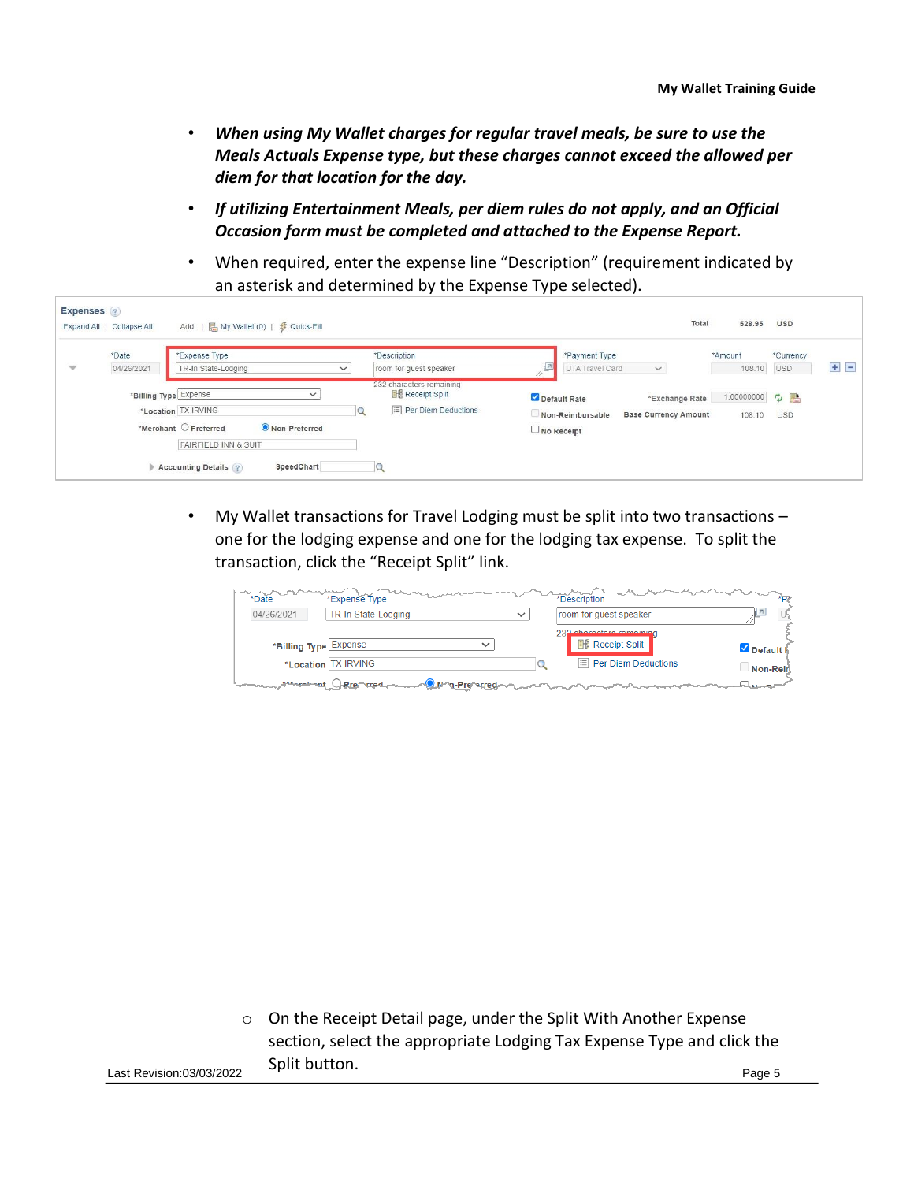- ***When using My Wallet charges for regular travel meals, be sure to use the Meals Actuals Expense type, but these charges cannot exceed the allowed per diem for that location for the day.***
- ***If utilizing Entertainment Meals, per diem rules do not apply, and an Official Occasion form must be completed and attached to the Expense Report.***
- When required, enter the expense line "Description" (requirement indicated by an asterisk and determined by the Expense Type selected).

- My Wallet transactions for Travel Lodging must be split into two transactions – one for the lodging expense and one for the lodging tax expense. To split the transaction, click the "Receipt Split" link.

  - On the Receipt Detail page, under the Split With Another Expense section, select the appropriate Lodging Tax Expense Type and click the Split button.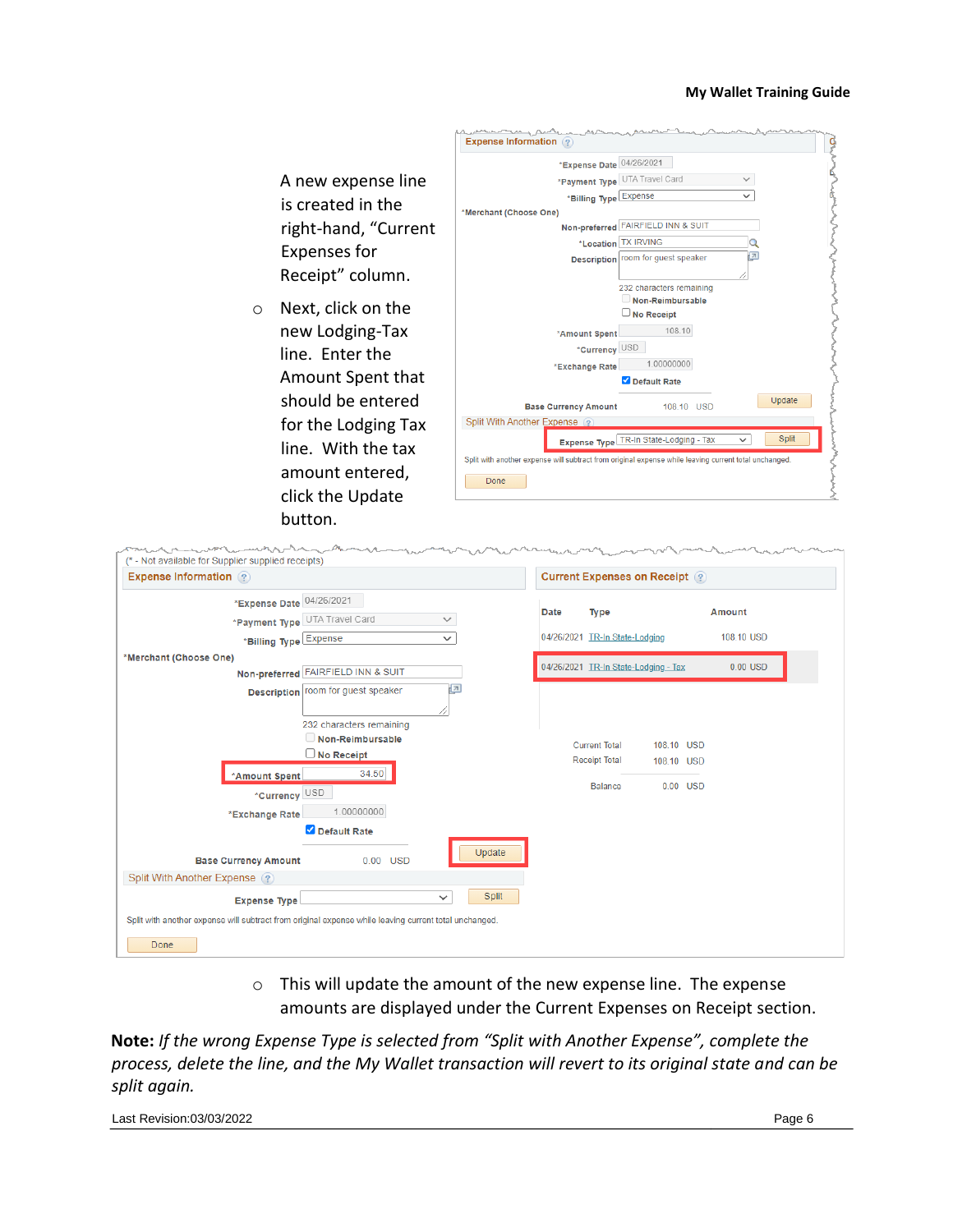A new expense line is created in the right-hand, "Current Expenses for Receipt" column.

- Next, click on the new Lodging-Tax line. Enter the Amount Spent that should be entered for the Lodging Tax line. With the tax amount entered, click the Update button.

- This will update the amount of the new expense line. The expense amounts are displayed under the Current Expenses on Receipt section.

**Note:** *If the wrong Expense Type is selected from "Split with Another Expense", complete the process, delete the line, and the My Wallet transaction will revert to its original state and can be split again.*

Last Revision:03/03/2022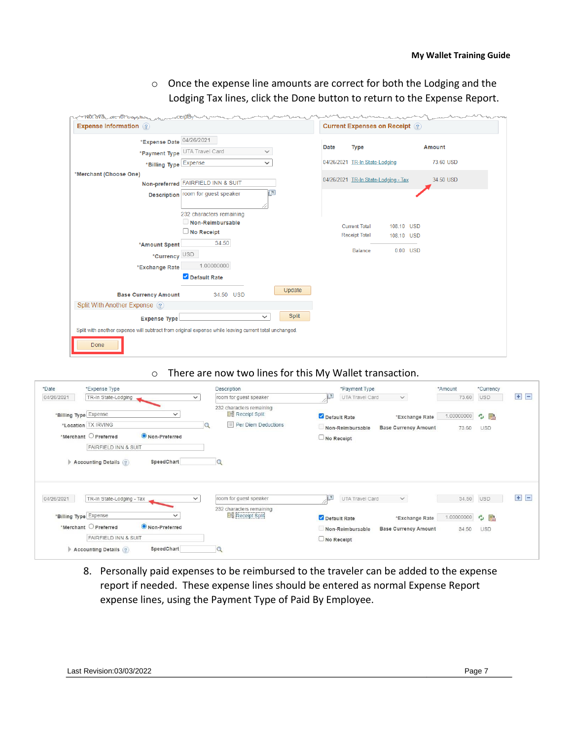- Once the expense line amounts are correct for both the Lodging and the Lodging Tax lines, click the Done button to return to the Expense Report.

- There are now two lines for this My Wallet transaction.

8. Personally paid expenses to be reimbursed to the traveler can be added to the expense report if needed. These expense lines should be entered as normal Expense Report expense lines, using the Payment Type of Paid By Employee.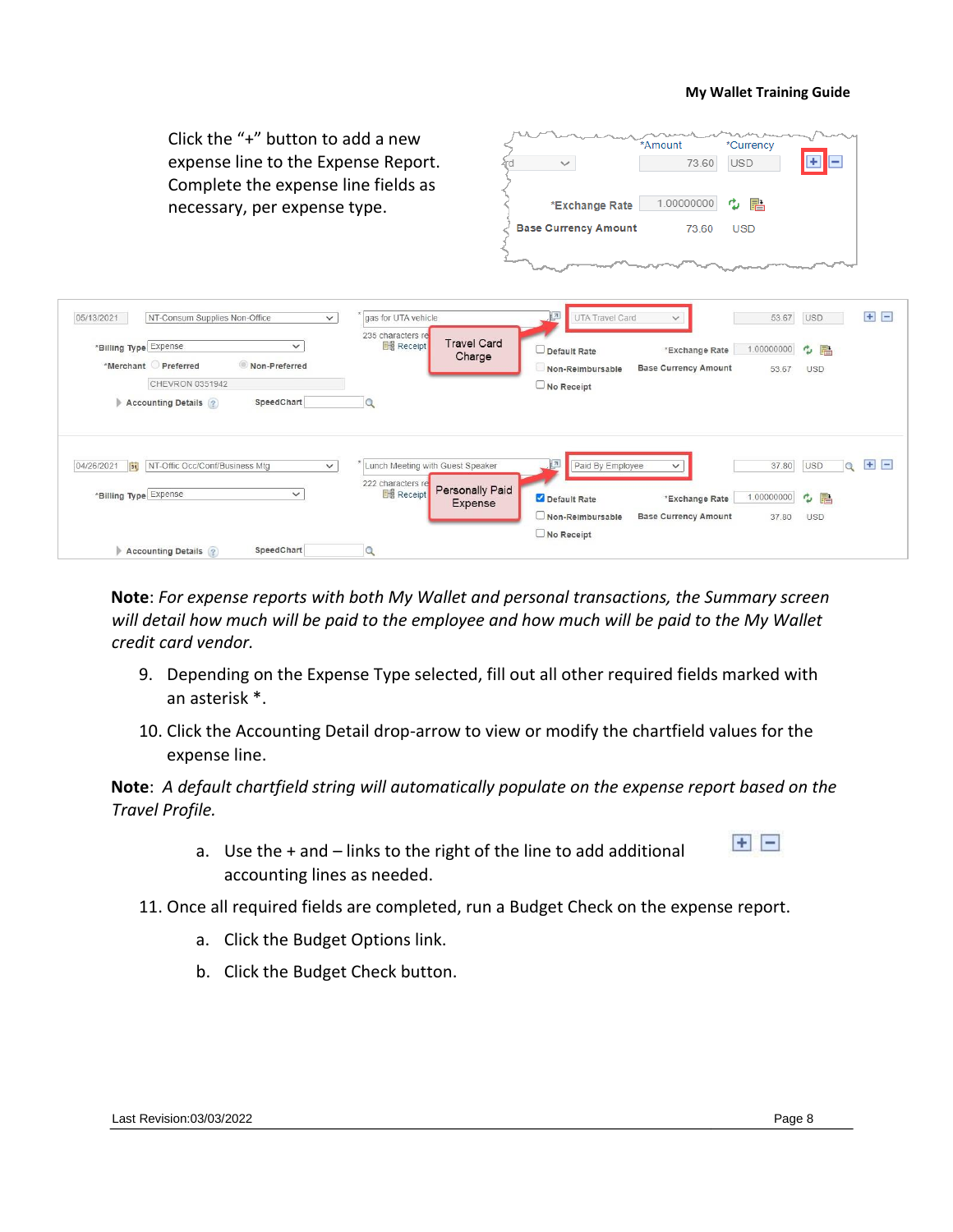Click the “+” button to add a new expense line to the Expense Report. Complete the expense line fields as necessary, per expense type.

**Note**: *For expense reports with both My Wallet and personal transactions, the Summary screen will detail how much will be paid to the employee and how much will be paid to the My Wallet credit card vendor.*

9. Depending on the Expense Type selected, fill out all other required fields marked with an asterisk *.
10. Click the Accounting Detail drop-arrow to view or modify the chartfield values for the expense line.

**Note**: *A default chartfield string will automatically populate on the expense report based on the Travel Profile.*

   a. Use the + and – links to the right of the line to add additional accounting lines as needed.

11. Once all required fields are completed, run a Budget Check on the expense report.
   a. Click the Budget Options link.
   b. Click the Budget Check button.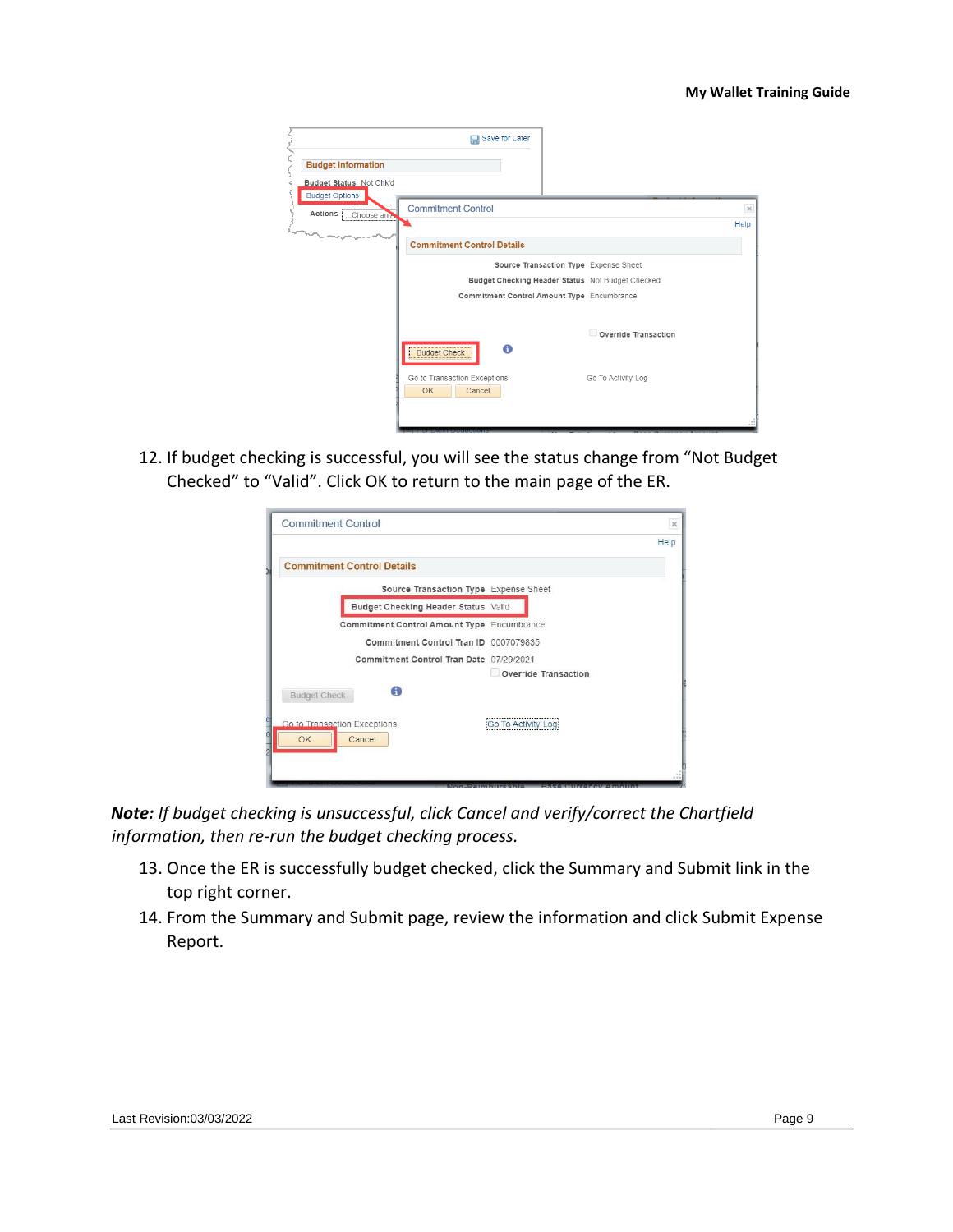12. If budget checking is successful, you will see the status change from "Not Budget Checked" to "Valid". Click OK to return to the main page of the ER.

***Note:*** *If budget checking is unsuccessful, click Cancel and verify/correct the Chartfield information, then re-run the budget checking process.*

13. Once the ER is successfully budget checked, click the Summary and Submit link in the top right corner.
14. From the Summary and Submit page, review the information and click Submit Expense Report.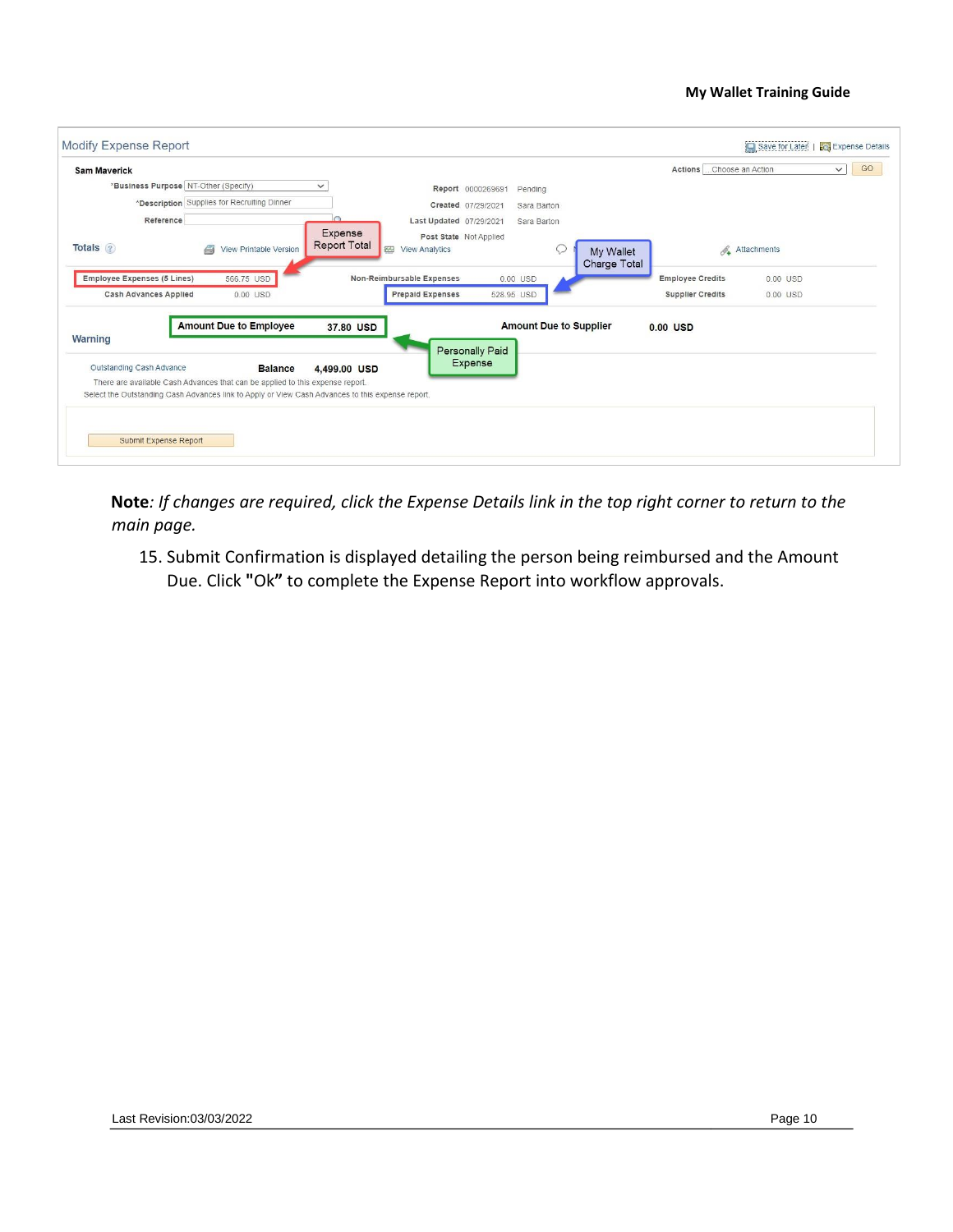Modify Expense Report

Save for Later | Expense Details

Sam Maverick

Actions: Choose an Action | GO

*Business Purpose: NT-Other (Specify)

*Description: Supplies for Recruiting Dinner

Reference

Report: 0000269681 Pending

Created: 07/29/2021 Sara Barton

Last Updated: 07/29/2021 Sara Barton

Post State: Not Applied

Totals | View Printable Version | View Analytics | Attachments

Expense Report Total

My Wallet Charge Total

| | | | | | |
|---|---|---|---|---|---|
| Employee Expenses (5 Lines) | 566.75 USD | Non-Reimbursable Expenses | 0.00 USD | Employee Credits | 0.00 USD |
| Cash Advances Applied | 0.00 USD | Prepaid Expenses | 528.95 USD | Supplier Credits | 0.00 USD |

Amount Due to Employee 37.80 USD

Amount Due to Supplier 0.00 USD

Personally Paid Expense

Warning

Outstanding Cash Advance — Balance 4,499.00 USD

There are available Cash Advances that can be applied to this expense report.

Select the Outstanding Cash Advances link to Apply or View Cash Advances to this expense report.

Submit Expense Report

**Note**: *If changes are required, click the Expense Details link in the top right corner to return to the main page.*

15. Submit Confirmation is displayed detailing the person being reimbursed and the Amount Due. Click **"**Ok**"** to complete the Expense Report into workflow approvals.

Last Revision:03/03/2022